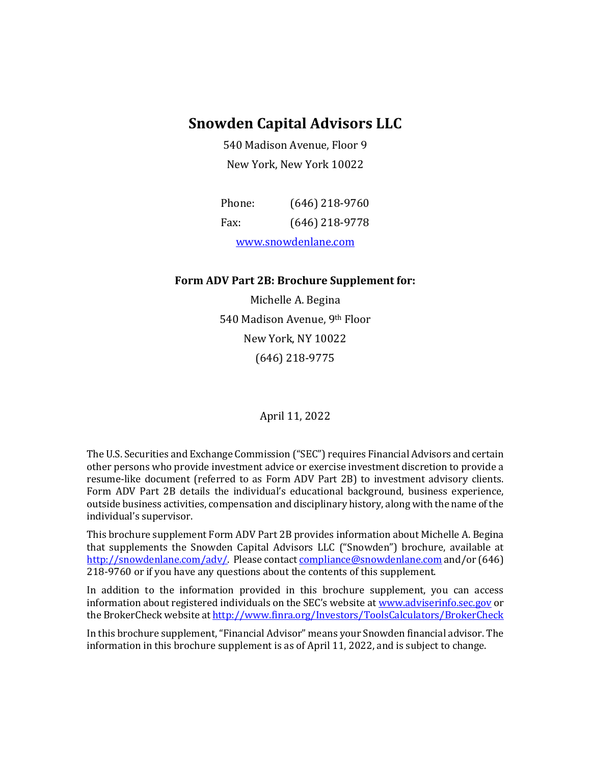# Snowden Capital Advisors LLC

540 Madison Avenue, Floor 9

New York, New York 10022

Phone: (646) 218-9760

Fax: (646) 218-9778

www.snowdenlane.com

**Form ADV Part 2B: Brochure Supplement for:**

Michelle A. Begina

540 Madison Avenue, 9th Floor

New York, NY 10022

(646) 218-9775

April 11, 2022

The U.S. Securities and Exchange Commission ("SEC") requires Financial Advisors and certain other persons who provide investment advice or exercise investment discretion to provide a resume-like document (referred to as Form ADV Part 2B) to investment advisory clients. Form ADV Part 2B details the individual's educational background, business experience, outside business activities, compensation and disciplinary history, along with the name of the individual's supervisor.

This brochure supplement Form ADV Part 2B provides information about Michelle A. Begina that supplements the Snowden Capital Advisors LLC ("Snowden") brochure, available at http://snowdenlane.com/adv/. Please contact compliance@snowdenlane.com and/or (646) 218-9760 or if you have any questions about the contents of this supplement.

In addition to the information provided in this brochure supplement, you can access information about registered individuals on the SEC's website at www.adviserinfo.sec.gov or the BrokerCheck website at http://www.finra.org/Investors/ToolsCalculators/BrokerCheck

In this brochure supplement, "Financial Advisor" means your Snowden financial advisor. The information in this brochure supplement is as of April 11, 2022, and is subject to change.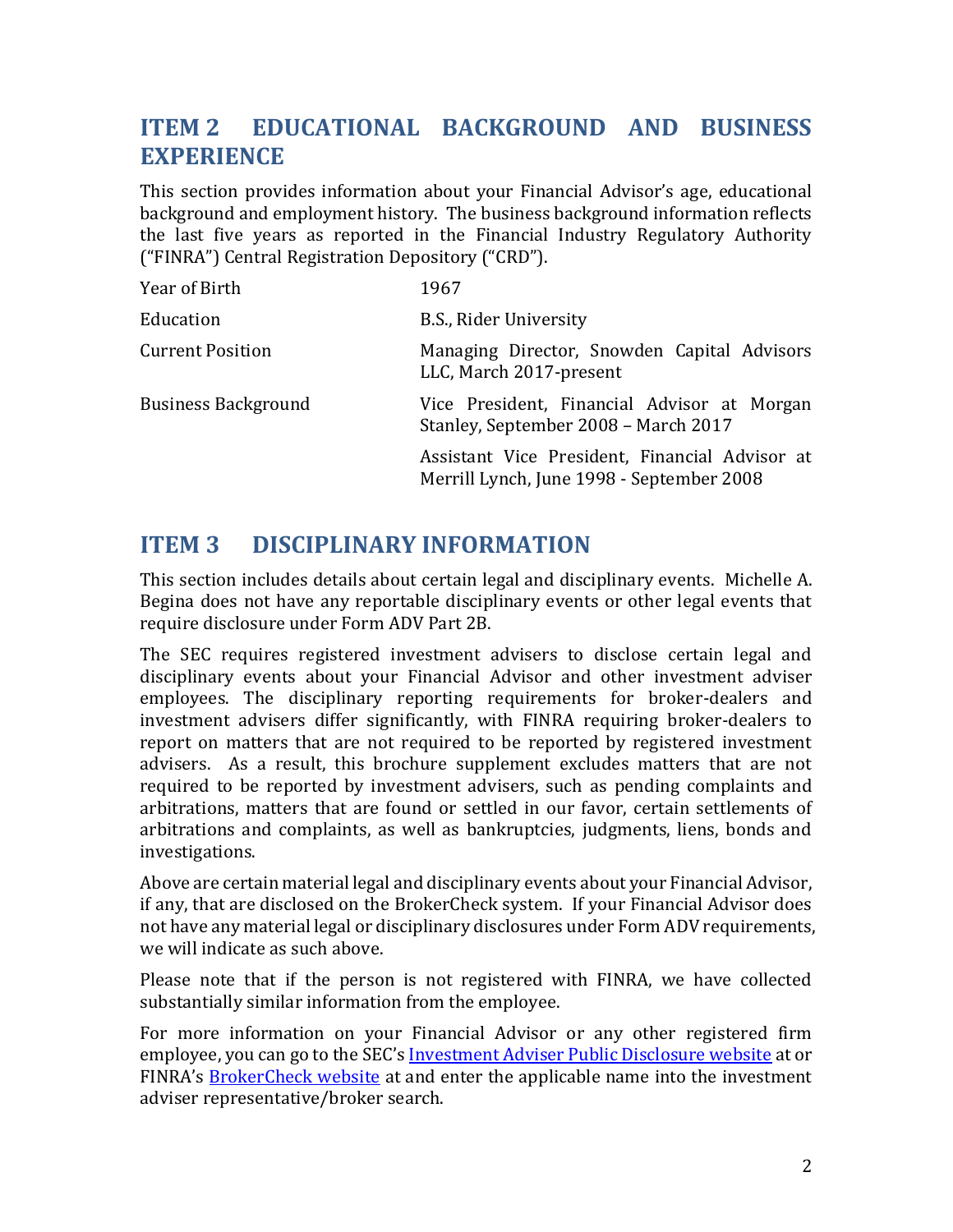## ITEM 2 EDUCATIONAL BACKGROUND AND BUSINESS EXPERIENCE

This section provides information about your Financial Advisor's age, educational background and employment history. The business background information reflects the last five years as reported in the Financial Industry Regulatory Authority ("FINRA") Central Registration Depository ("CRD").

| | |
|---|---|
| Year of Birth | 1967 |
| Education | B.S., Rider University |
| Current Position | Managing Director, Snowden Capital Advisors LLC, March 2017-present |
| Business Background | Vice President, Financial Advisor at Morgan Stanley, September 2008 – March 2017 |
| | Assistant Vice President, Financial Advisor at Merrill Lynch, June 1998 - September 2008 |

## ITEM 3 DISCIPLINARY INFORMATION

This section includes details about certain legal and disciplinary events. Michelle A. Begina does not have any reportable disciplinary events or other legal events that require disclosure under Form ADV Part 2B.

The SEC requires registered investment advisers to disclose certain legal and disciplinary events about your Financial Advisor and other investment adviser employees. The disciplinary reporting requirements for broker-dealers and investment advisers differ significantly, with FINRA requiring broker-dealers to report on matters that are not required to be reported by registered investment advisers. As a result, this brochure supplement excludes matters that are not required to be reported by investment advisers, such as pending complaints and arbitrations, matters that are found or settled in our favor, certain settlements of arbitrations and complaints, as well as bankruptcies, judgments, liens, bonds and investigations.

Above are certain material legal and disciplinary events about your Financial Advisor, if any, that are disclosed on the BrokerCheck system. If your Financial Advisor does not have any material legal or disciplinary disclosures under Form ADV requirements, we will indicate as such above.

Please note that if the person is not registered with FINRA, we have collected substantially similar information from the employee.

For more information on your Financial Advisor or any other registered firm employee, you can go to the SEC's Investment Adviser Public Disclosure website at or FINRA's BrokerCheck website at and enter the applicable name into the investment adviser representative/broker search.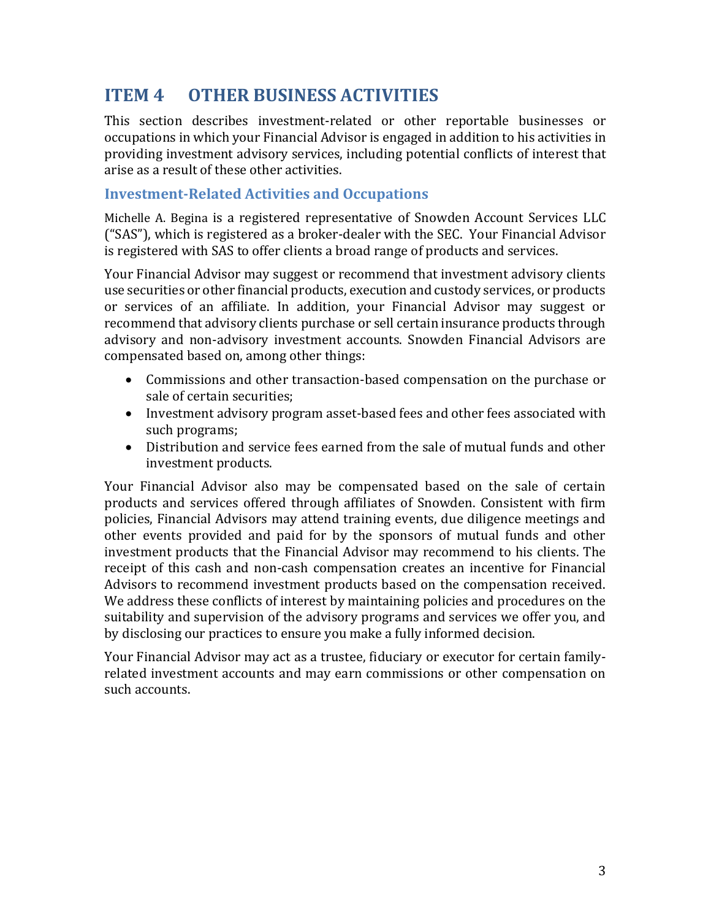## ITEM 4 OTHER BUSINESS ACTIVITIES

This section describes investment-related or other reportable businesses or occupations in which your Financial Advisor is engaged in addition to his activities in providing investment advisory services, including potential conflicts of interest that arise as a result of these other activities.

### Investment-Related Activities and Occupations

Michelle A. Begina is a registered representative of Snowden Account Services LLC ("SAS"), which is registered as a broker-dealer with the SEC. Your Financial Advisor is registered with SAS to offer clients a broad range of products and services.

Your Financial Advisor may suggest or recommend that investment advisory clients use securities or other financial products, execution and custody services, or products or services of an affiliate. In addition, your Financial Advisor may suggest or recommend that advisory clients purchase or sell certain insurance products through advisory and non-advisory investment accounts. Snowden Financial Advisors are compensated based on, among other things:

- Commissions and other transaction-based compensation on the purchase or sale of certain securities;
- Investment advisory program asset-based fees and other fees associated with such programs;
- Distribution and service fees earned from the sale of mutual funds and other investment products.

Your Financial Advisor also may be compensated based on the sale of certain products and services offered through affiliates of Snowden. Consistent with firm policies, Financial Advisors may attend training events, due diligence meetings and other events provided and paid for by the sponsors of mutual funds and other investment products that the Financial Advisor may recommend to his clients. The receipt of this cash and non-cash compensation creates an incentive for Financial Advisors to recommend investment products based on the compensation received. We address these conflicts of interest by maintaining policies and procedures on the suitability and supervision of the advisory programs and services we offer you, and by disclosing our practices to ensure you make a fully informed decision.

Your Financial Advisor may act as a trustee, fiduciary or executor for certain family-related investment accounts and may earn commissions or other compensation on such accounts.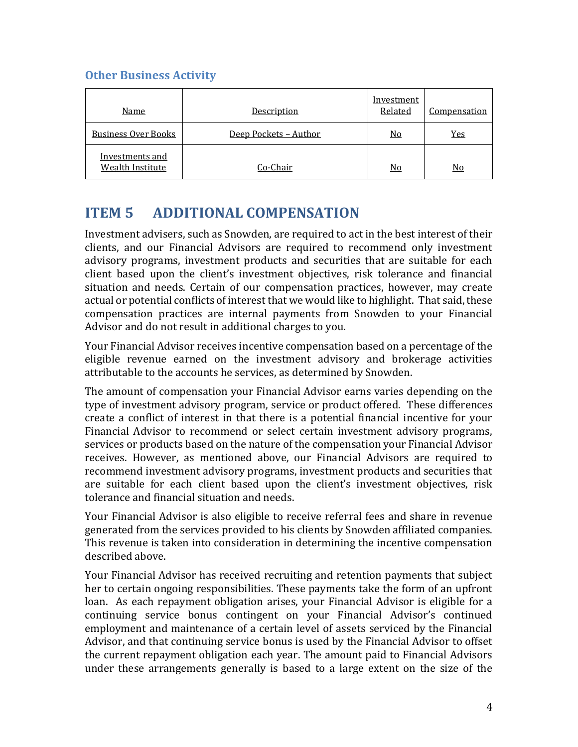### Other Business Activity

| Name | Description | Investment Related | Compensation |
|---|---|---|---|
| Business Over Books | Deep Pockets – Author | No | Yes |
| Investments and Wealth Institute | Co-Chair | No | No |

# ITEM 5 ADDITIONAL COMPENSATION

Investment advisers, such as Snowden, are required to act in the best interest of their clients, and our Financial Advisors are required to recommend only investment advisory programs, investment products and securities that are suitable for each client based upon the client's investment objectives, risk tolerance and financial situation and needs. Certain of our compensation practices, however, may create actual or potential conflicts of interest that we would like to highlight. That said, these compensation practices are internal payments from Snowden to your Financial Advisor and do not result in additional charges to you.

Your Financial Advisor receives incentive compensation based on a percentage of the eligible revenue earned on the investment advisory and brokerage activities attributable to the accounts he services, as determined by Snowden.

The amount of compensation your Financial Advisor earns varies depending on the type of investment advisory program, service or product offered. These differences create a conflict of interest in that there is a potential financial incentive for your Financial Advisor to recommend or select certain investment advisory programs, services or products based on the nature of the compensation your Financial Advisor receives. However, as mentioned above, our Financial Advisors are required to recommend investment advisory programs, investment products and securities that are suitable for each client based upon the client's investment objectives, risk tolerance and financial situation and needs.

Your Financial Advisor is also eligible to receive referral fees and share in revenue generated from the services provided to his clients by Snowden affiliated companies. This revenue is taken into consideration in determining the incentive compensation described above.

Your Financial Advisor has received recruiting and retention payments that subject her to certain ongoing responsibilities. These payments take the form of an upfront loan. As each repayment obligation arises, your Financial Advisor is eligible for a continuing service bonus contingent on your Financial Advisor's continued employment and maintenance of a certain level of assets serviced by the Financial Advisor, and that continuing service bonus is used by the Financial Advisor to offset the current repayment obligation each year. The amount paid to Financial Advisors under these arrangements generally is based to a large extent on the size of the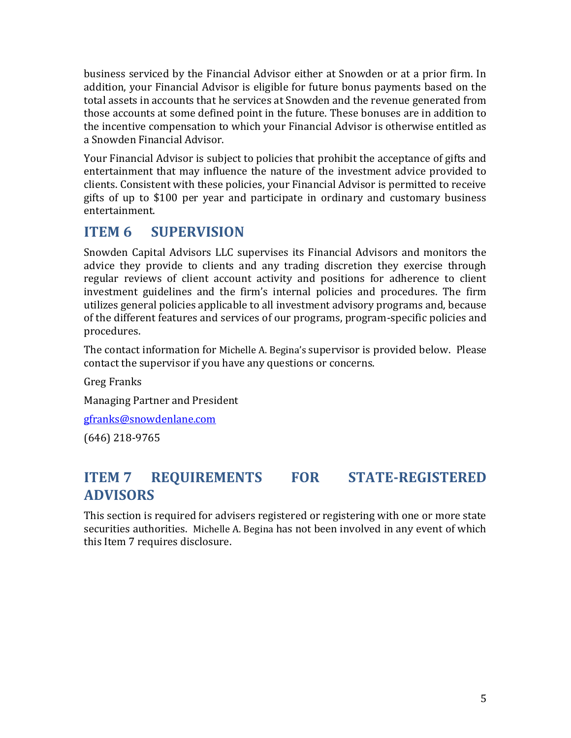business serviced by the Financial Advisor either at Snowden or at a prior firm. In addition, your Financial Advisor is eligible for future bonus payments based on the total assets in accounts that he services at Snowden and the revenue generated from those accounts at some defined point in the future. These bonuses are in addition to the incentive compensation to which your Financial Advisor is otherwise entitled as a Snowden Financial Advisor.

Your Financial Advisor is subject to policies that prohibit the acceptance of gifts and entertainment that may influence the nature of the investment advice provided to clients. Consistent with these policies, your Financial Advisor is permitted to receive gifts of up to $100 per year and participate in ordinary and customary business entertainment.

## ITEM 6 SUPERVISION

Snowden Capital Advisors LLC supervises its Financial Advisors and monitors the advice they provide to clients and any trading discretion they exercise through regular reviews of client account activity and positions for adherence to client investment guidelines and the firm's internal policies and procedures. The firm utilizes general policies applicable to all investment advisory programs and, because of the different features and services of our programs, program-specific policies and procedures.

The contact information for Michelle A. Begina's supervisor is provided below. Please contact the supervisor if you have any questions or concerns.

Greg Franks

Managing Partner and President

gfranks@snowdenlane.com

(646) 218-9765

## ITEM 7 REQUIREMENTS FOR STATE-REGISTERED ADVISORS

This section is required for advisers registered or registering with one or more state securities authorities. Michelle A. Begina has not been involved in any event of which this Item 7 requires disclosure.